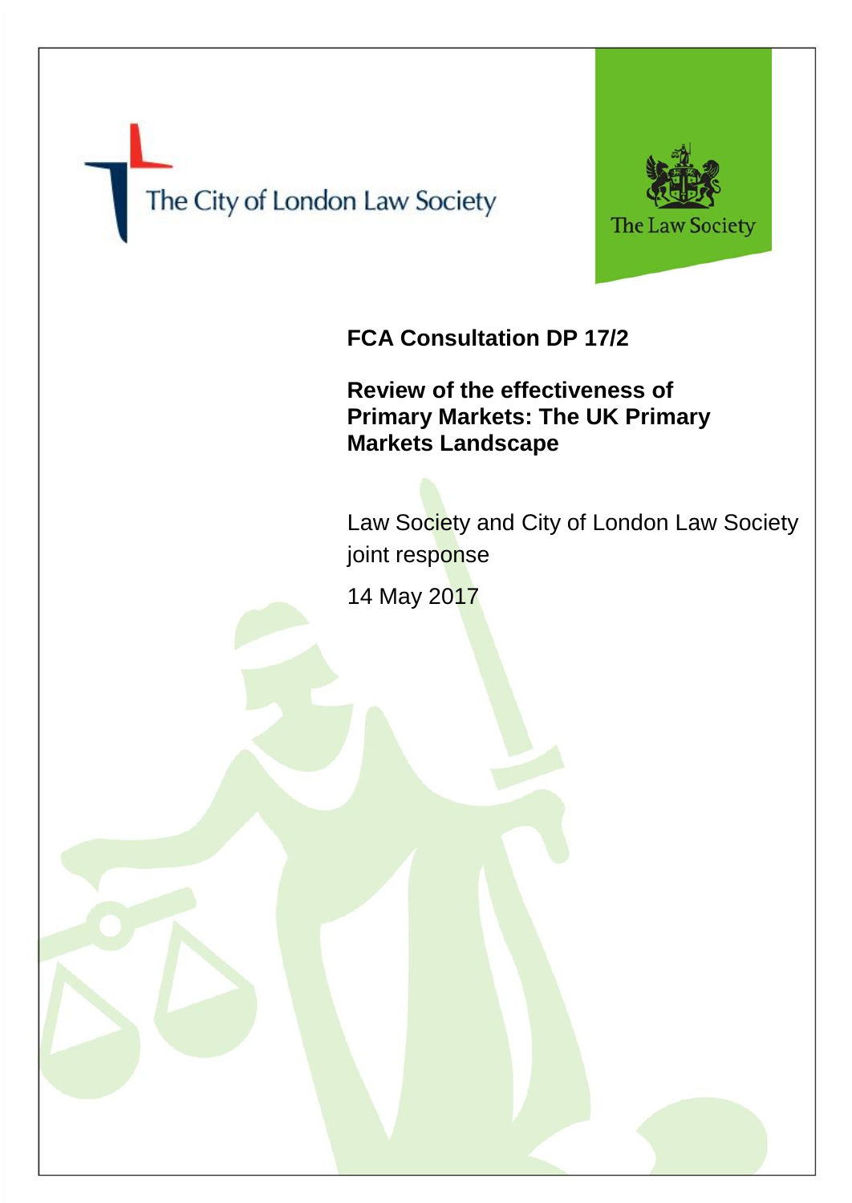The City of London Law Society

The Law Society

**FCA Consultation DP 17/2**

**Review of the effectiveness of Primary Markets: The UK Primary Markets Landscape**

Law Society and City of London Law Society joint response

14 May 2017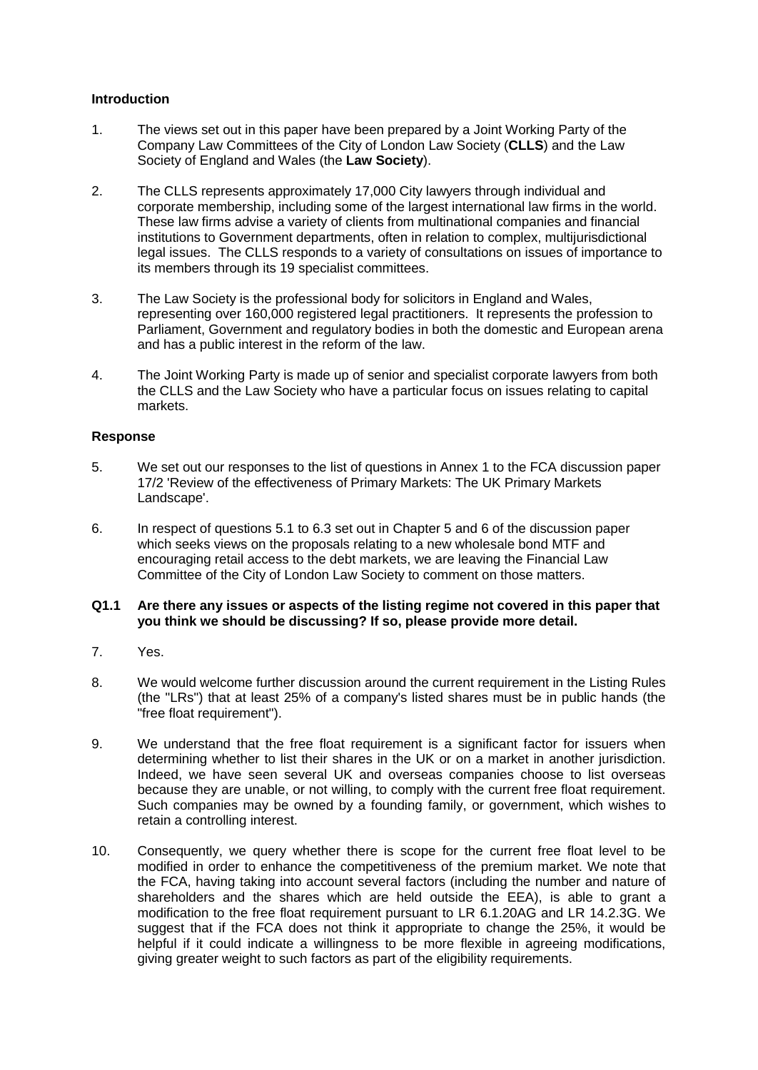**Introduction**

1. The views set out in this paper have been prepared by a Joint Working Party of the Company Law Committees of the City of London Law Society (**CLLS**) and the Law Society of England and Wales (the **Law Society**).

2. The CLLS represents approximately 17,000 City lawyers through individual and corporate membership, including some of the largest international law firms in the world. These law firms advise a variety of clients from multinational companies and financial institutions to Government departments, often in relation to complex, multijurisdictional legal issues. The CLLS responds to a variety of consultations on issues of importance to its members through its 19 specialist committees.

3. The Law Society is the professional body for solicitors in England and Wales, representing over 160,000 registered legal practitioners. It represents the profession to Parliament, Government and regulatory bodies in both the domestic and European arena and has a public interest in the reform of the law.

4. The Joint Working Party is made up of senior and specialist corporate lawyers from both the CLLS and the Law Society who have a particular focus on issues relating to capital markets.

**Response**

5. We set out our responses to the list of questions in Annex 1 to the FCA discussion paper 17/2 'Review of the effectiveness of Primary Markets: The UK Primary Markets Landscape'.

6. In respect of questions 5.1 to 6.3 set out in Chapter 5 and 6 of the discussion paper which seeks views on the proposals relating to a new wholesale bond MTF and encouraging retail access to the debt markets, we are leaving the Financial Law Committee of the City of London Law Society to comment on those matters.

**Q1.1 Are there any issues or aspects of the listing regime not covered in this paper that you think we should be discussing? If so, please provide more detail.**

7. Yes.

8. We would welcome further discussion around the current requirement in the Listing Rules (the "LRs") that at least 25% of a company's listed shares must be in public hands (the "free float requirement").

9. We understand that the free float requirement is a significant factor for issuers when determining whether to list their shares in the UK or on a market in another jurisdiction. Indeed, we have seen several UK and overseas companies choose to list overseas because they are unable, or not willing, to comply with the current free float requirement. Such companies may be owned by a founding family, or government, which wishes to retain a controlling interest.

10. Consequently, we query whether there is scope for the current free float level to be modified in order to enhance the competitiveness of the premium market. We note that the FCA, having taking into account several factors (including the number and nature of shareholders and the shares which are held outside the EEA), is able to grant a modification to the free float requirement pursuant to LR 6.1.20AG and LR 14.2.3G. We suggest that if the FCA does not think it appropriate to change the 25%, it would be helpful if it could indicate a willingness to be more flexible in agreeing modifications, giving greater weight to such factors as part of the eligibility requirements.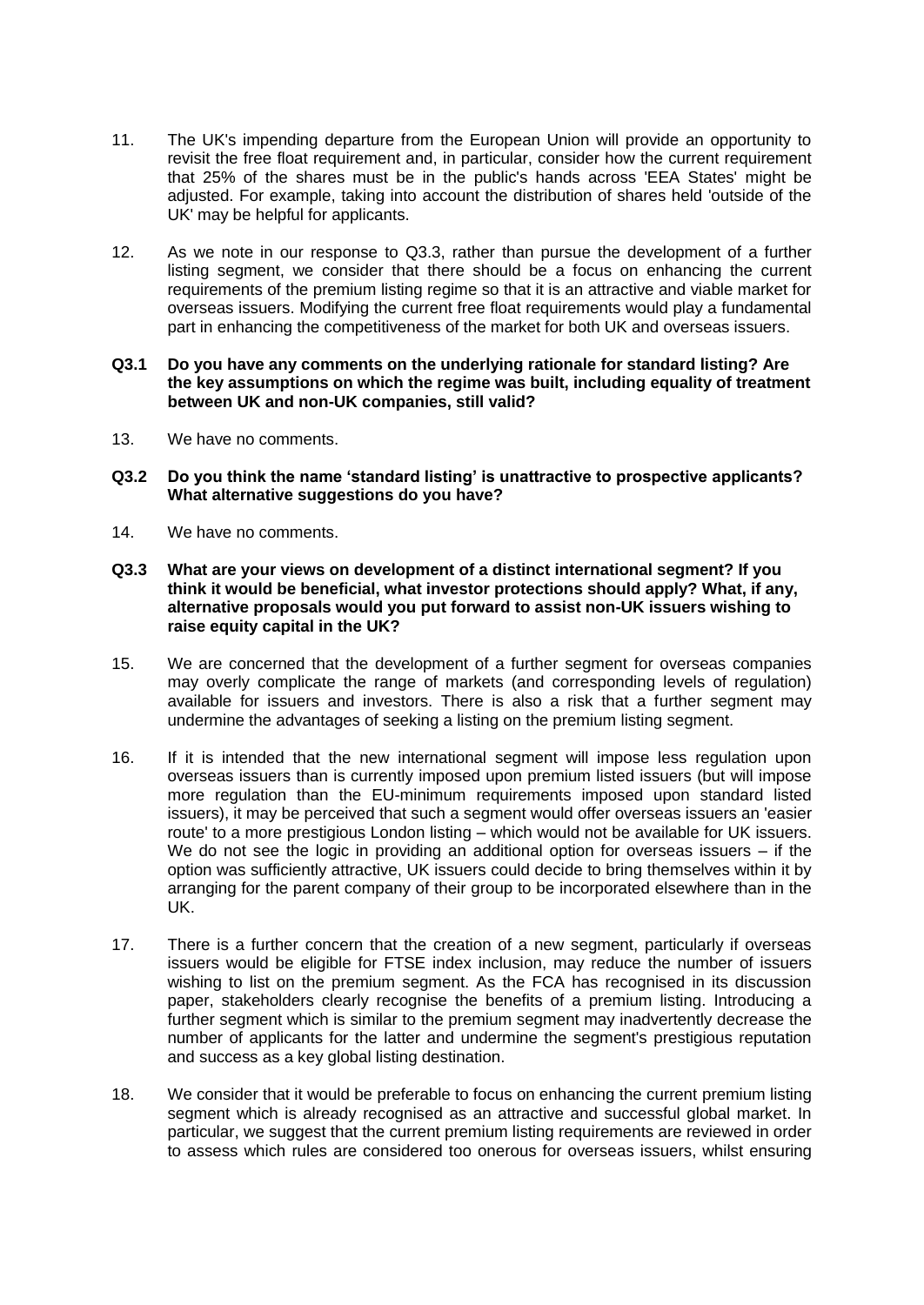11. The UK's impending departure from the European Union will provide an opportunity to revisit the free float requirement and, in particular, consider how the current requirement that 25% of the shares must be in the public's hands across 'EEA States' might be adjusted. For example, taking into account the distribution of shares held 'outside of the UK' may be helpful for applicants.

12. As we note in our response to Q3.3, rather than pursue the development of a further listing segment, we consider that there should be a focus on enhancing the current requirements of the premium listing regime so that it is an attractive and viable market for overseas issuers. Modifying the current free float requirements would play a fundamental part in enhancing the competitiveness of the market for both UK and overseas issuers.

**Q3.1 Do you have any comments on the underlying rationale for standard listing? Are the key assumptions on which the regime was built, including equality of treatment between UK and non-UK companies, still valid?**

13. We have no comments.

**Q3.2 Do you think the name 'standard listing' is unattractive to prospective applicants? What alternative suggestions do you have?**

14. We have no comments.

**Q3.3 What are your views on development of a distinct international segment? If you think it would be beneficial, what investor protections should apply? What, if any, alternative proposals would you put forward to assist non-UK issuers wishing to raise equity capital in the UK?**

15. We are concerned that the development of a further segment for overseas companies may overly complicate the range of markets (and corresponding levels of regulation) available for issuers and investors. There is also a risk that a further segment may undermine the advantages of seeking a listing on the premium listing segment.

16. If it is intended that the new international segment will impose less regulation upon overseas issuers than is currently imposed upon premium listed issuers (but will impose more regulation than the EU-minimum requirements imposed upon standard listed issuers), it may be perceived that such a segment would offer overseas issuers an 'easier route' to a more prestigious London listing – which would not be available for UK issuers. We do not see the logic in providing an additional option for overseas issuers – if the option was sufficiently attractive, UK issuers could decide to bring themselves within it by arranging for the parent company of their group to be incorporated elsewhere than in the UK.

17. There is a further concern that the creation of a new segment, particularly if overseas issuers would be eligible for FTSE index inclusion, may reduce the number of issuers wishing to list on the premium segment. As the FCA has recognised in its discussion paper, stakeholders clearly recognise the benefits of a premium listing. Introducing a further segment which is similar to the premium segment may inadvertently decrease the number of applicants for the latter and undermine the segment's prestigious reputation and success as a key global listing destination.

18. We consider that it would be preferable to focus on enhancing the current premium listing segment which is already recognised as an attractive and successful global market. In particular, we suggest that the current premium listing requirements are reviewed in order to assess which rules are considered too onerous for overseas issuers, whilst ensuring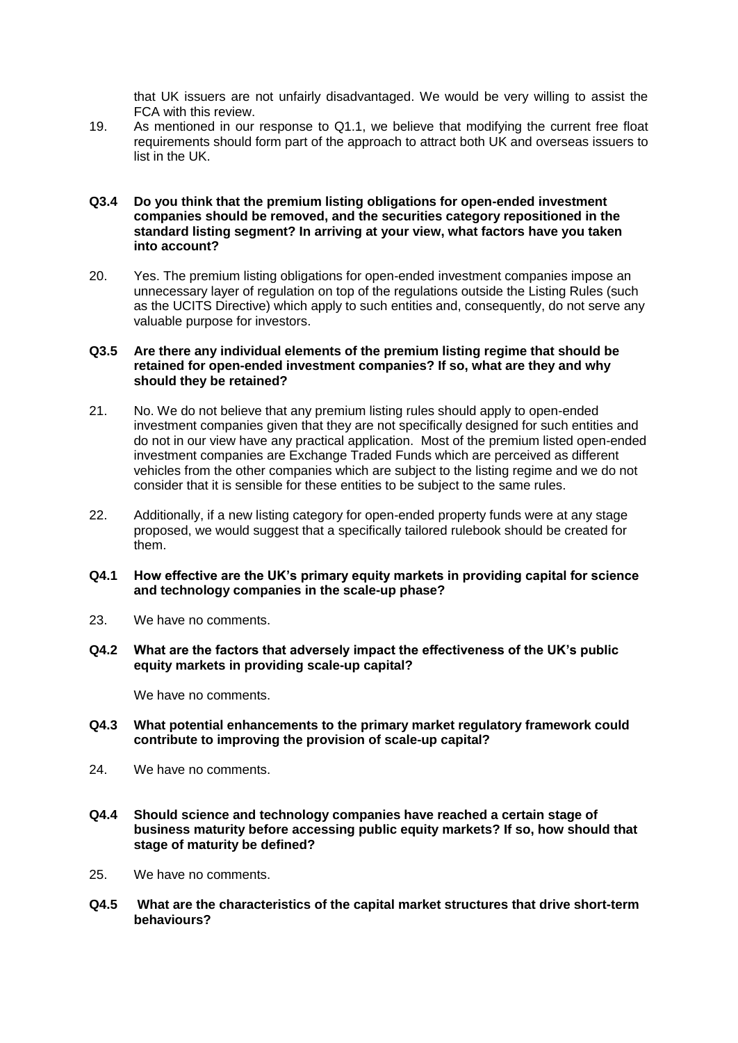that UK issuers are not unfairly disadvantaged. We would be very willing to assist the FCA with this review.

19. As mentioned in our response to Q1.1, we believe that modifying the current free float requirements should form part of the approach to attract both UK and overseas issuers to list in the UK.

**Q3.4 Do you think that the premium listing obligations for open-ended investment companies should be removed, and the securities category repositioned in the standard listing segment? In arriving at your view, what factors have you taken into account?**

20. Yes. The premium listing obligations for open-ended investment companies impose an unnecessary layer of regulation on top of the regulations outside the Listing Rules (such as the UCITS Directive) which apply to such entities and, consequently, do not serve any valuable purpose for investors.

**Q3.5 Are there any individual elements of the premium listing regime that should be retained for open-ended investment companies? If so, what are they and why should they be retained?**

21. No. We do not believe that any premium listing rules should apply to open-ended investment companies given that they are not specifically designed for such entities and do not in our view have any practical application. Most of the premium listed open-ended investment companies are Exchange Traded Funds which are perceived as different vehicles from the other companies which are subject to the listing regime and we do not consider that it is sensible for these entities to be subject to the same rules.

22. Additionally, if a new listing category for open-ended property funds were at any stage proposed, we would suggest that a specifically tailored rulebook should be created for them.

**Q4.1 How effective are the UK's primary equity markets in providing capital for science and technology companies in the scale-up phase?**

23. We have no comments.

**Q4.2 What are the factors that adversely impact the effectiveness of the UK's public equity markets in providing scale-up capital?**

We have no comments.

**Q4.3 What potential enhancements to the primary market regulatory framework could contribute to improving the provision of scale-up capital?**

24. We have no comments.

**Q4.4 Should science and technology companies have reached a certain stage of business maturity before accessing public equity markets? If so, how should that stage of maturity be defined?**

25. We have no comments.

**Q4.5 What are the characteristics of the capital market structures that drive short-term behaviours?**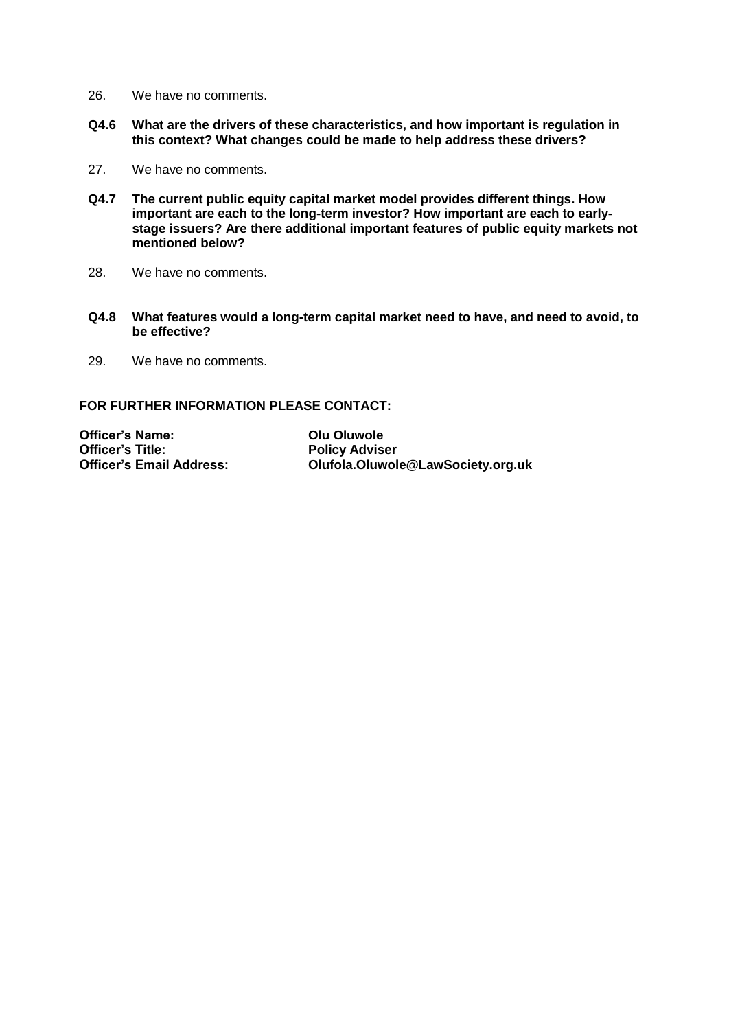26. We have no comments.

**Q4.6 What are the drivers of these characteristics, and how important is regulation in this context? What changes could be made to help address these drivers?**

27. We have no comments.

**Q4.7 The current public equity capital market model provides different things. How important are each to the long-term investor? How important are each to early-stage issuers? Are there additional important features of public equity markets not mentioned below?**

28. We have no comments.

**Q4.8 What features would a long-term capital market need to have, and need to avoid, to be effective?**

29. We have no comments.

**FOR FURTHER INFORMATION PLEASE CONTACT:**

**Officer's Name:** **Olu Oluwole**
**Officer's Title:** **Policy Adviser**
**Officer's Email Address:** **Olufola.Oluwole@LawSociety.org.uk**